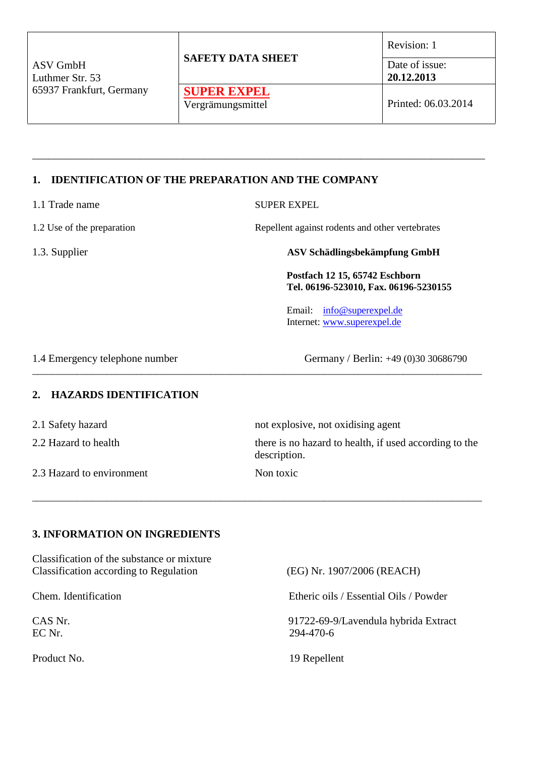| ASV GmbH<br>Luthmer Str. 53<br>65937 Frankfurt, Germany | **SAFETY DATA SHEET** | Revision: 1 |
|---|---|---|
| | | Date of issue:<br>**20.12.2013** |
| | **SUPER EXPEL**<br>Vergrämungsmittel | Printed: 06.03.2014 |

---

## 1. IDENTIFICATION OF THE PREPARATION AND THE COMPANY

1.1 Trade name — SUPER EXPEL

1.2 Use of the preparation — Repellent against rodents and other vertebrates

1.3. Supplier —

**ASV Schädlingsbekämpfung GmbH**

**Postfach 12 15, 65742 Eschborn**
**Tel. 06196-523010, Fax. 06196-5230155**

Email: info@superexpel.de
Internet: www.superexpel.de

1.4 Emergency telephone number — Germany / Berlin: +49 (0)30 30686790

---

## 2. HAZARDS IDENTIFICATION

2.1 Safety hazard — not explosive, not oxidising agent

2.2 Hazard to health — there is no hazard to health, if used according to the description.

2.3 Hazard to environment — Non toxic

---

## 3. INFORMATION ON INGREDIENTS

Classification of the substance or mixture
Classification according to Regulation — (EG) Nr. 1907/2006 (REACH)

Chem. Identification — Etheric oils / Essential Oils / Powder

CAS Nr. — 91722-69-9/Lavendula hybrida Extract
EC Nr. — 294-470-6

Product No. — 19 Repellent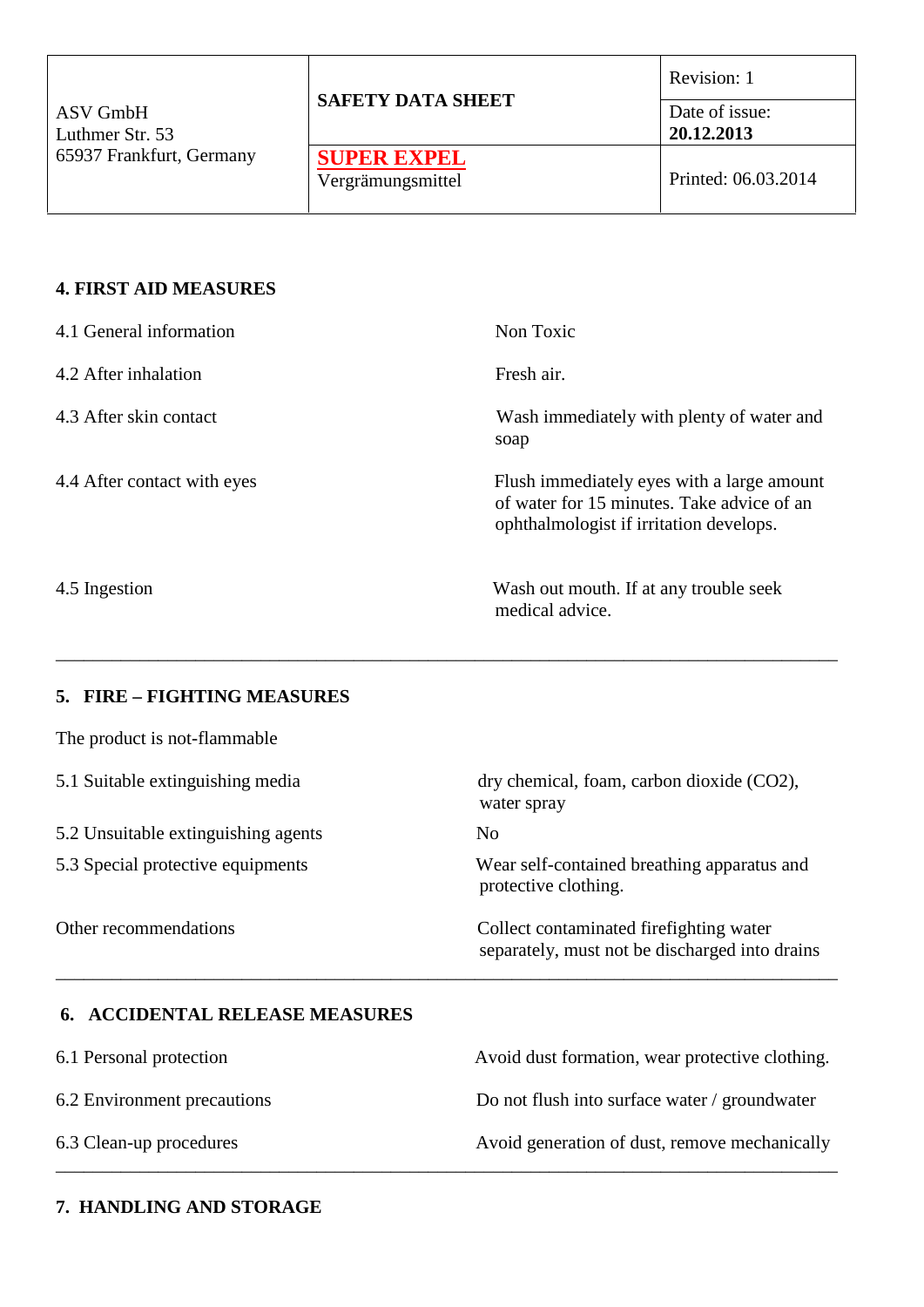| ASV GmbH<br>Luthmer Str. 53<br>65937 Frankfurt, Germany | **SAFETY DATA SHEET** | Revision: 1 |
| --- | --- | --- |
| | | Date of issue:<br>**20.12.2013** |
| | **SUPER EXPEL**<br>Vergrämungsmittel | Printed: 06.03.2014 |

## 4. FIRST AID MEASURES

| | |
| --- | --- |
| 4.1 General information | Non Toxic |
| 4.2 After inhalation | Fresh air. |
| 4.3 After skin contact | Wash immediately with plenty of water and soap |
| 4.4 After contact with eyes | Flush immediately eyes with a large amount of water for 15 minutes. Take advice of an ophthalmologist if irritation develops. |
| 4.5 Ingestion | Wash out mouth. If at any trouble seek medical advice. |

---

## 5. FIRE – FIGHTING MEASURES

The product is not-flammable

| | |
| --- | --- |
| 5.1 Suitable extinguishing media | dry chemical, foam, carbon dioxide ($CO_2$), water spray |
| 5.2 Unsuitable extinguishing agents | No |
| 5.3 Special protective equipments | Wear self-contained breathing apparatus and protective clothing. |
| Other recommendations | Collect contaminated firefighting water separately, must not be discharged into drains |

---

## 6. ACCIDENTAL RELEASE MEASURES

| | |
| --- | --- |
| 6.1 Personal protection | Avoid dust formation, wear protective clothing. |
| 6.2 Environment precautions | Do not flush into surface water / groundwater |
| 6.3 Clean-up procedures | Avoid generation of dust, remove mechanically |

---

## 7. HANDLING AND STORAGE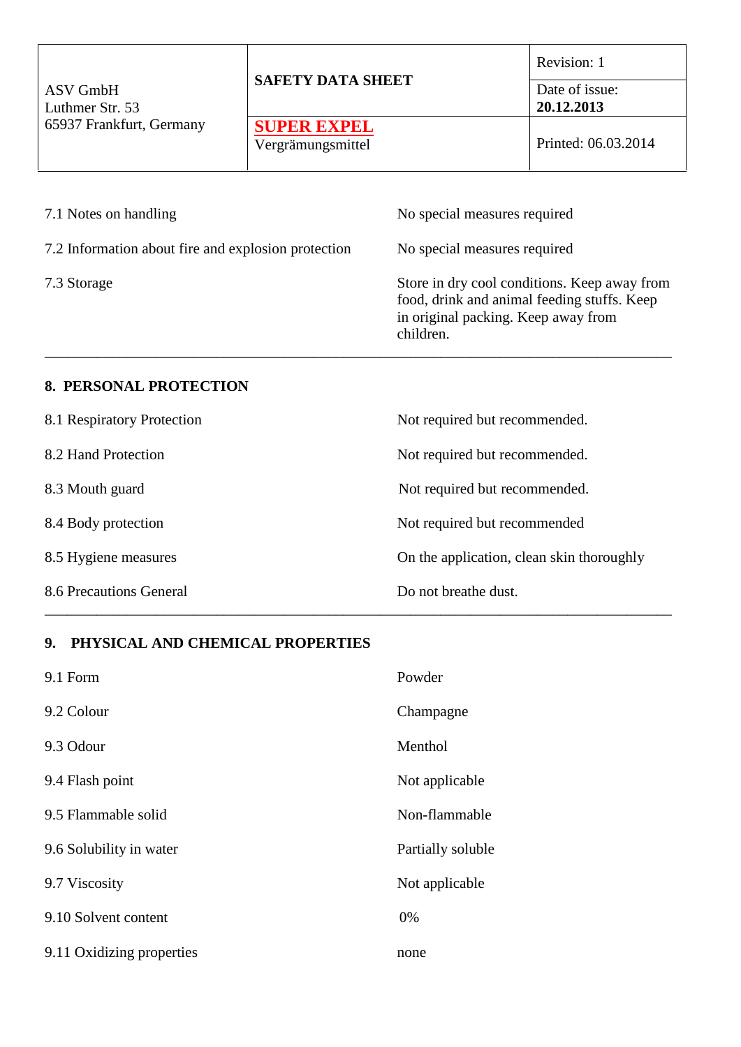| ASV GmbH<br>Luthmer Str. 53<br>65937 Frankfurt, Germany | **SAFETY DATA SHEET** | Revision: 1 |
|---|---|---|
| | | Date of issue:<br>**20.12.2013** |
| | **SUPER EXPEL**<br>Vergrämungsmittel | Printed: 06.03.2014 |

| | |
|---|---|
| 7.1 Notes on handling | No special measures required |
| 7.2 Information about fire and explosion protection | No special measures required |
| 7.3 Storage | Store in dry cool conditions. Keep away from food, drink and animal feeding stuffs. Keep in original packing. Keep away from children. |

---

## 8. PERSONAL PROTECTION

| | |
|---|---|
| 8.1 Respiratory Protection | Not required but recommended. |
| 8.2 Hand Protection | Not required but recommended. |
| 8.3 Mouth guard | Not required but recommended. |
| 8.4 Body protection | Not required but recommended |
| 8.5 Hygiene measures | On the application, clean skin thoroughly |
| 8.6 Precautions General | Do not breathe dust. |

---

## 9. PHYSICAL AND CHEMICAL PROPERTIES

| | |
|---|---|
| 9.1 Form | Powder |
| 9.2 Colour | Champagne |
| 9.3 Odour | Menthol |
| 9.4 Flash point | Not applicable |
| 9.5 Flammable solid | Non-flammable |
| 9.6 Solubility in water | Partially soluble |
| 9.7 Viscosity | Not applicable |
| 9.10 Solvent content | 0% |
| 9.11 Oxidizing properties | none |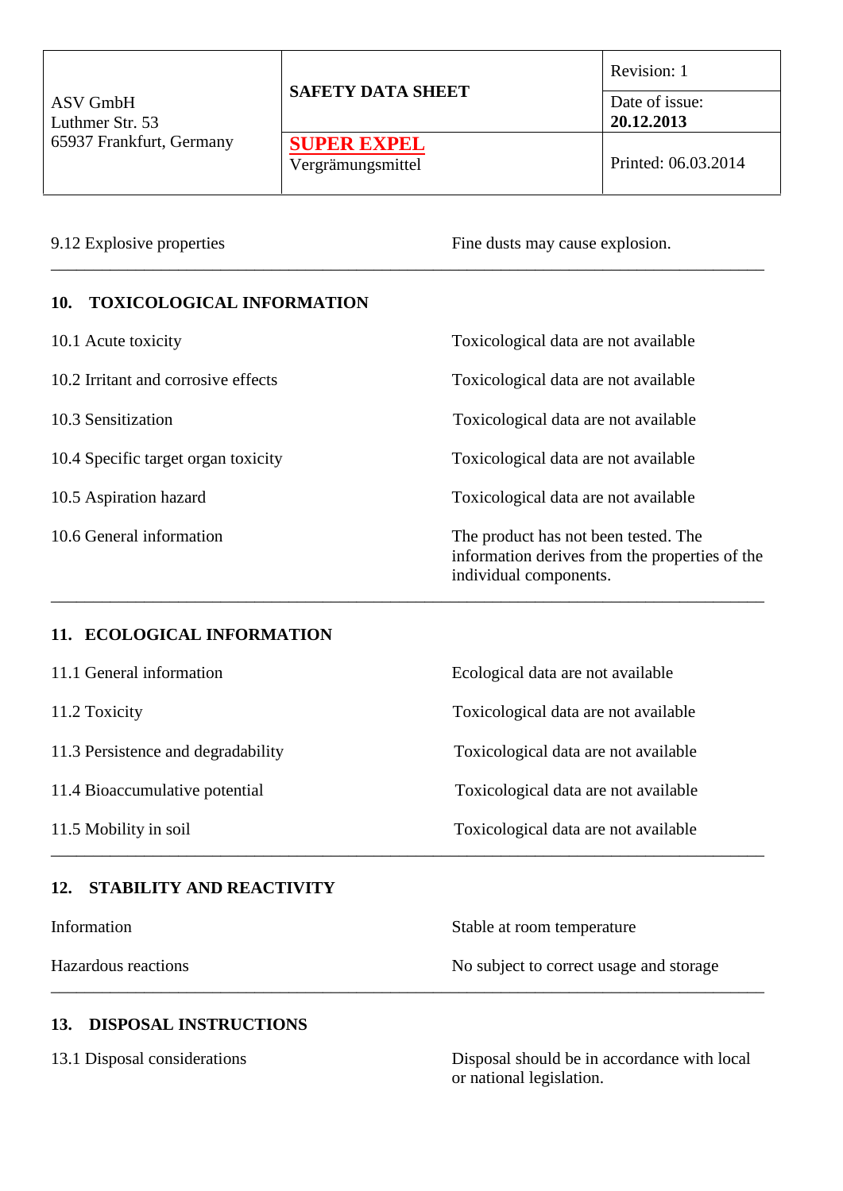| 9.12 Explosive properties | Fine dusts may cause explosion. |
|---|---|

## 10. TOXICOLOGICAL INFORMATION

| | |
|---|---|
| 10.1 Acute toxicity | Toxicological data are not available |
| 10.2 Irritant and corrosive effects | Toxicological data are not available |
| 10.3 Sensitization | Toxicological data are not available |
| 10.4 Specific target organ toxicity | Toxicological data are not available |
| 10.5 Aspiration hazard | Toxicological data are not available |
| 10.6 General information | The product has not been tested. The information derives from the properties of the individual components. |

## 11. ECOLOGICAL INFORMATION

| | |
|---|---|
| 11.1 General information | Ecological data are not available |
| 11.2 Toxicity | Toxicological data are not available |
| 11.3 Persistence and degradability | Toxicological data are not available |
| 11.4 Bioaccumulative potential | Toxicological data are not available |
| 11.5 Mobility in soil | Toxicological data are not available |

## 12. STABILITY AND REACTIVITY

| | |
|---|---|
| Information | Stable at room temperature |
| Hazardous reactions | No subject to correct usage and storage |

## 13. DISPOSAL INSTRUCTIONS

| | |
|---|---|
| 13.1 Disposal considerations | Disposal should be in accordance with local or national legislation. |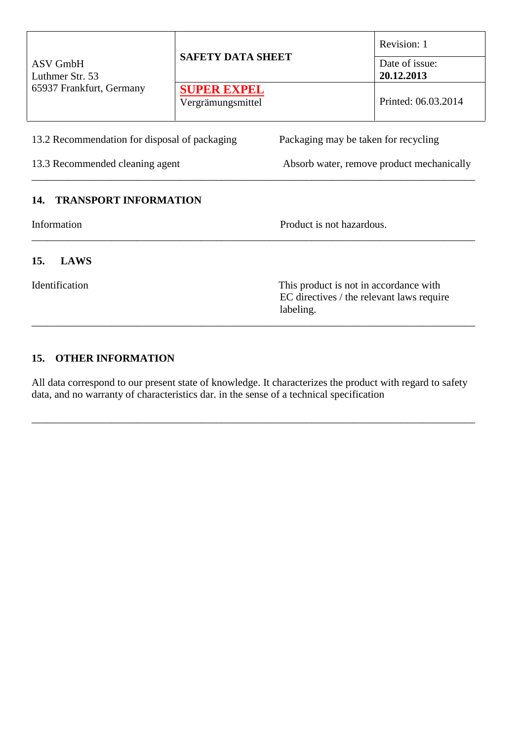| | | |
|---|---|---|
| ASV GmbH<br>Luthmer Str. 53<br>65937 Frankfurt, Germany | **SAFETY DATA SHEET** | Revision: 1 |
| | | Date of issue:<br>**20.12.2013** |
| | **SUPER EXPEL**<br>Vergrämungsmittel | Printed: 06.03.2014 |

| | |
|---|---|
| 13.2 Recommendation for disposal of packaging | Packaging may be taken for recycling |
| 13.3 Recommended cleaning agent | Absorb water, remove product mechanically |

---

## 14. TRANSPORT INFORMATION

| | |
|---|---|
| Information | Product is not hazardous. |

---

## 15. LAWS

| | |
|---|---|
| Identification | This product is not in accordance with EC directives / the relevant laws require labeling. |

---

## 15. OTHER INFORMATION

All data correspond to our present state of knowledge. It characterizes the product with regard to safety data, and no warranty of characteristics dar. in the sense of a technical specification

---